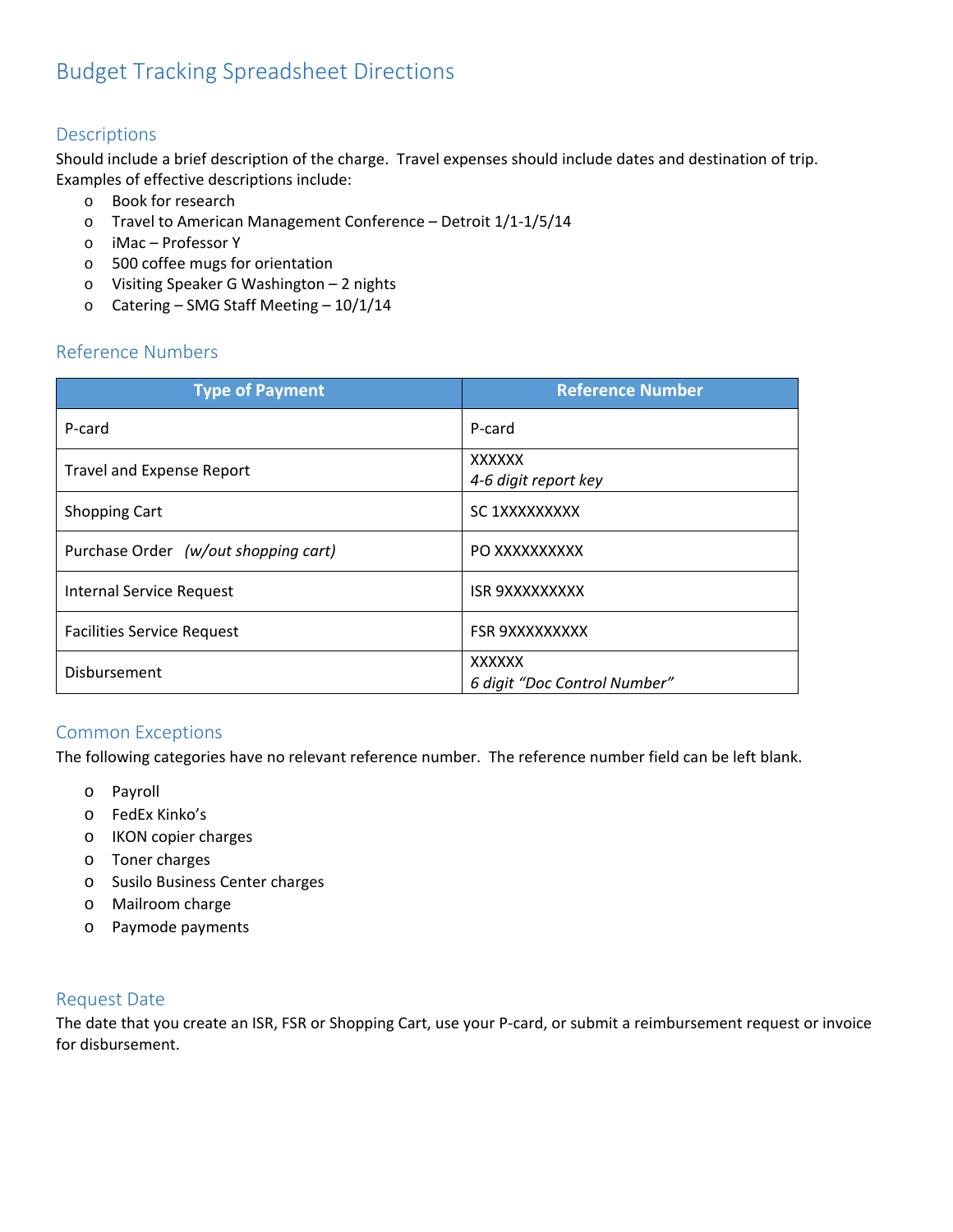# Budget Tracking Spreadsheet Directions

## Descriptions

Should include a brief description of the charge. Travel expenses should include dates and destination of trip. Examples of effective descriptions include:

- Book for research
- Travel to American Management Conference – Detroit 1/1-1/5/14
- iMac – Professor Y
- 500 coffee mugs for orientation
- Visiting Speaker G Washington – 2 nights
- Catering – SMG Staff Meeting – 10/1/14

## Reference Numbers

| Type of Payment | Reference Number |
|---|---|
| P-card | P-card |
| Travel and Expense Report | XXXXXX<br>*4-6 digit report key* |
| Shopping Cart | SC 1XXXXXXXXX |
| Purchase Order *(w/out shopping cart)* | PO XXXXXXXXXX |
| Internal Service Request | ISR 9XXXXXXXXX |
| Facilities Service Request | FSR 9XXXXXXXXX |
| Disbursement | XXXXXX<br>*6 digit "Doc Control Number"* |

## Common Exceptions

The following categories have no relevant reference number. The reference number field can be left blank.

- Payroll
- FedEx Kinko's
- IKON copier charges
- Toner charges
- Susilo Business Center charges
- Mailroom charge
- Paymode payments

## Request Date

The date that you create an ISR, FSR or Shopping Cart, use your P-card, or submit a reimbursement request or invoice for disbursement.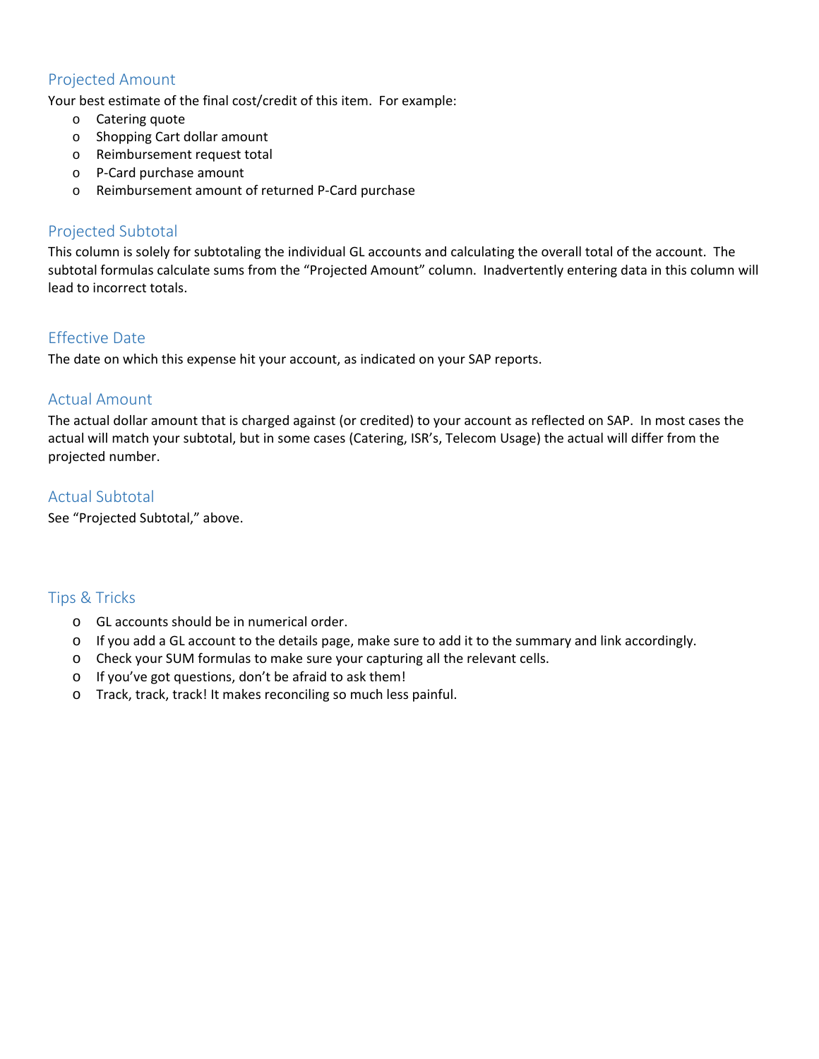## Projected Amount

Your best estimate of the final cost/credit of this item. For example:

- Catering quote
- Shopping Cart dollar amount
- Reimbursement request total
- P-Card purchase amount
- Reimbursement amount of returned P-Card purchase

## Projected Subtotal

This column is solely for subtotaling the individual GL accounts and calculating the overall total of the account. The subtotal formulas calculate sums from the "Projected Amount" column. Inadvertently entering data in this column will lead to incorrect totals.

## Effective Date

The date on which this expense hit your account, as indicated on your SAP reports.

## Actual Amount

The actual dollar amount that is charged against (or credited) to your account as reflected on SAP. In most cases the actual will match your subtotal, but in some cases (Catering, ISR's, Telecom Usage) the actual will differ from the projected number.

## Actual Subtotal

See "Projected Subtotal," above.

## Tips & Tricks

- GL accounts should be in numerical order.
- If you add a GL account to the details page, make sure to add it to the summary and link accordingly.
- Check your SUM formulas to make sure your capturing all the relevant cells.
- If you've got questions, don't be afraid to ask them!
- Track, track, track! It makes reconciling so much less painful.